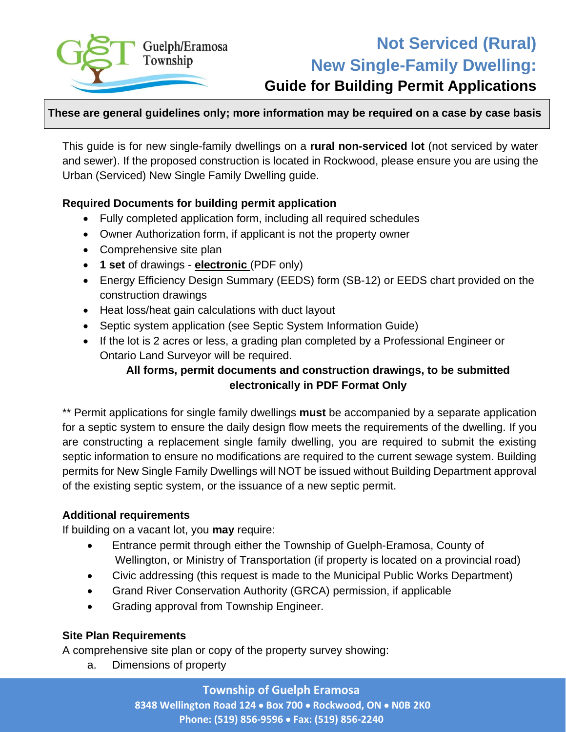Guelph/Eramosa Township

# Not Serviced (Rural) New Single-Family Dwelling:

## Guide for Building Permit Applications

**These are general guidelines only; more information may be required on a case by case basis**

This guide is for new single-family dwellings on a **rural non-serviced lot** (not serviced by water and sewer). If the proposed construction is located in Rockwood, please ensure you are using the Urban (Serviced) New Single Family Dwelling guide.

### Required Documents for building permit application

- Fully completed application form, including all required schedules
- Owner Authorization form, if applicant is not the property owner
- Comprehensive site plan
- **1 set** of drawings - **electronic** (PDF only)
- Energy Efficiency Design Summary (EEDS) form (SB-12) or EEDS chart provided on the construction drawings
- Heat loss/heat gain calculations with duct layout
- Septic system application (see Septic System Information Guide)
- If the lot is 2 acres or less, a grading plan completed by a Professional Engineer or Ontario Land Surveyor will be required.

**All forms, permit documents and construction drawings, to be submitted electronically in PDF Format Only**

** Permit applications for single family dwellings **must** be accompanied by a separate application for a septic system to ensure the daily design flow meets the requirements of the dwelling. If you are constructing a replacement single family dwelling, you are required to submit the existing septic information to ensure no modifications are required to the current sewage system. Building permits for New Single Family Dwellings will NOT be issued without Building Department approval of the existing septic system, or the issuance of a new septic permit.

### Additional requirements

If building on a vacant lot, you **may** require:

- Entrance permit through either the Township of Guelph-Eramosa, County of Wellington, or Ministry of Transportation (if property is located on a provincial road)
- Civic addressing (this request is made to the Municipal Public Works Department)
- Grand River Conservation Authority (GRCA) permission, if applicable
- Grading approval from Township Engineer.

### Site Plan Requirements

A comprehensive site plan or copy of the property survey showing:

a. Dimensions of property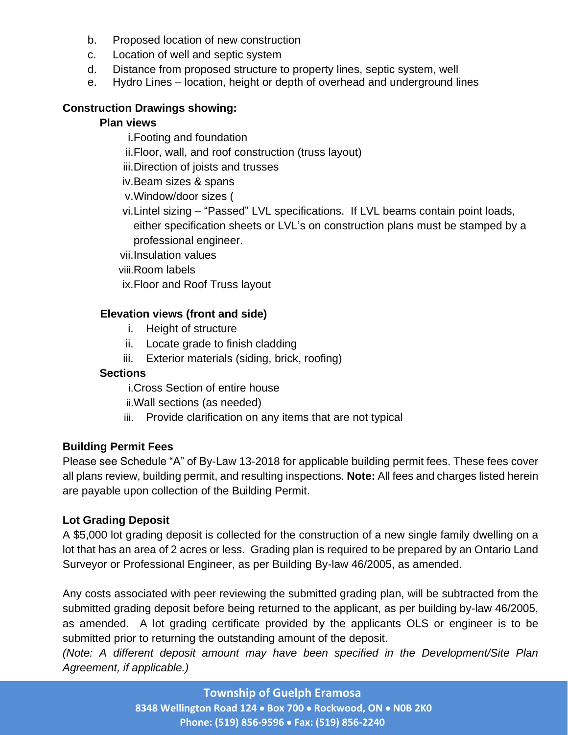b. Proposed location of new construction
c. Location of well and septic system
d. Distance from proposed structure to property lines, septic system, well
e. Hydro Lines – location, height or depth of overhead and underground lines

**Construction Drawings showing:**

**Plan views**

i. Footing and foundation
ii. Floor, wall, and roof construction (truss layout)
iii. Direction of joists and trusses
iv. Beam sizes & spans
v. Window/door sizes (
vi. Lintel sizing – "Passed" LVL specifications. If LVL beams contain point loads, either specification sheets or LVL's on construction plans must be stamped by a professional engineer.
vii. Insulation values
viii. Room labels
ix. Floor and Roof Truss layout

**Elevation views (front and side)**

i. Height of structure
ii. Locate grade to finish cladding
iii. Exterior materials (siding, brick, roofing)

**Sections**

i. Cross Section of entire house
ii. Wall sections (as needed)
iii. Provide clarification on any items that are not typical

**Building Permit Fees**

Please see Schedule "A" of By-Law 13-2018 for applicable building permit fees. These fees cover all plans review, building permit, and resulting inspections. **Note:** All fees and charges listed herein are payable upon collection of the Building Permit.

**Lot Grading Deposit**

A $5,000 lot grading deposit is collected for the construction of a new single family dwelling on a lot that has an area of 2 acres or less. Grading plan is required to be prepared by an Ontario Land Surveyor or Professional Engineer, as per Building By-law 46/2005, as amended.

Any costs associated with peer reviewing the submitted grading plan, will be subtracted from the submitted grading deposit before being returned to the applicant, as per building by-law 46/2005, as amended. A lot grading certificate provided by the applicants OLS or engineer is to be submitted prior to returning the outstanding amount of the deposit.

*(Note: A different deposit amount may have been specified in the Development/Site Plan Agreement, if applicable.)*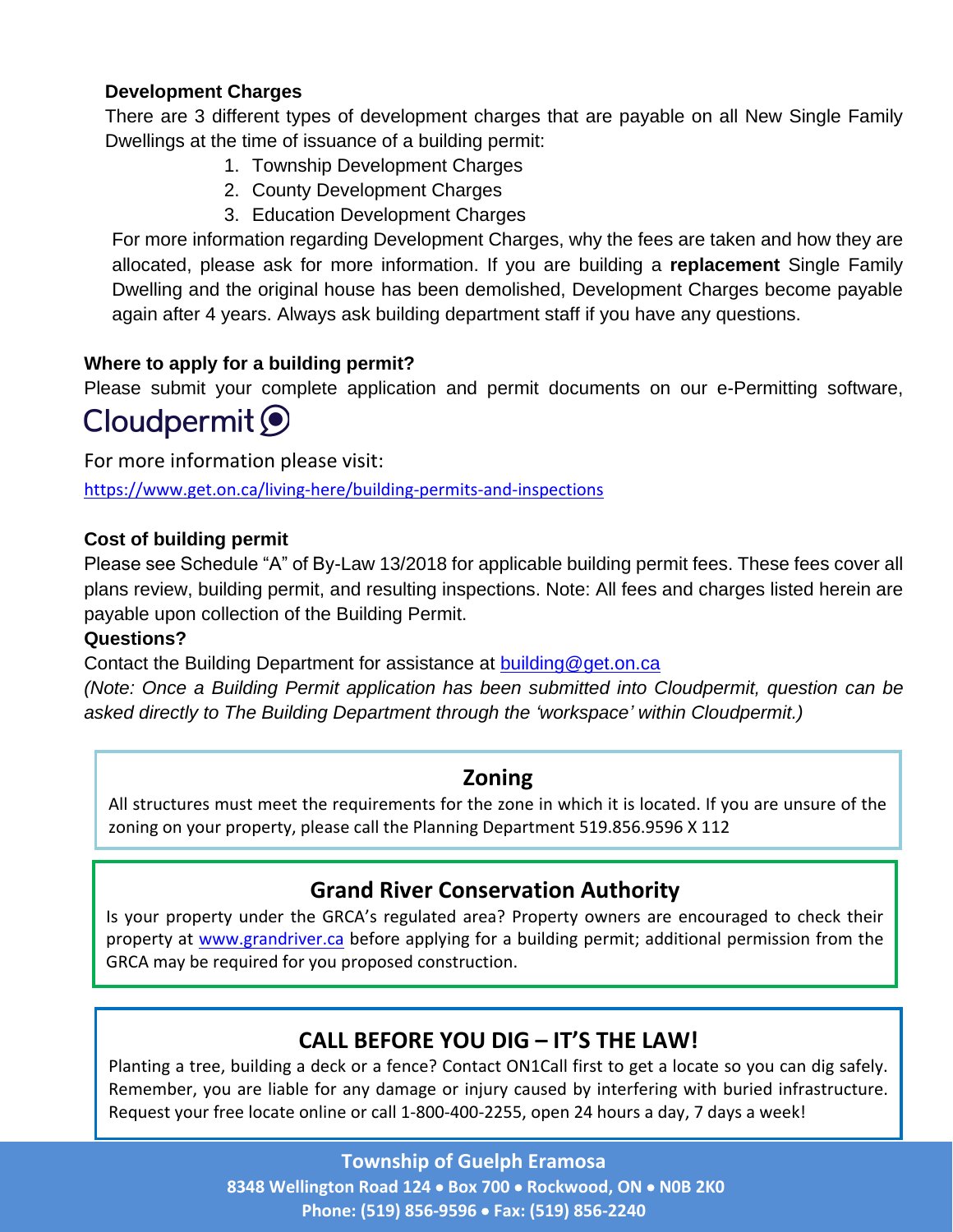**Development Charges**

There are 3 different types of development charges that are payable on all New Single Family Dwellings at the time of issuance of a building permit:

1. Township Development Charges
2. County Development Charges
3. Education Development Charges

For more information regarding Development Charges, why the fees are taken and how they are allocated, please ask for more information. If you are building a **replacement** Single Family Dwelling and the original house has been demolished, Development Charges become payable again after 4 years. Always ask building department staff if you have any questions.

**Where to apply for a building permit?**

Please submit your complete application and permit documents on our e-Permitting software, Cloudpermit

For more information please visit:

https://www.get.on.ca/living-here/building-permits-and-inspections

**Cost of building permit**

Please see Schedule "A" of By-Law 13/2018 for applicable building permit fees. These fees cover all plans review, building permit, and resulting inspections. Note: All fees and charges listed herein are payable upon collection of the Building Permit.

**Questions?**

Contact the Building Department for assistance at building@get.on.ca

*(Note: Once a Building Permit application has been submitted into Cloudpermit, question can be asked directly to The Building Department through the 'workspace' within Cloudpermit.)*

## Zoning

All structures must meet the requirements for the zone in which it is located. If you are unsure of the zoning on your property, please call the Planning Department 519.856.9596 X 112

## Grand River Conservation Authority

Is your property under the GRCA's regulated area? Property owners are encouraged to check their property at www.grandriver.ca before applying for a building permit; additional permission from the GRCA may be required for you proposed construction.

## CALL BEFORE YOU DIG – IT'S THE LAW!

Planting a tree, building a deck or a fence? Contact ON1Call first to get a locate so you can dig safely. Remember, you are liable for any damage or injury caused by interfering with buried infrastructure. Request your free locate online or call 1-800-400-2255, open 24 hours a day, 7 days a week!

**Township of Guelph Eramosa**

**8348 Wellington Road 124 • Box 700 • Rockwood, ON • N0B 2K0**

**Phone: (519) 856-9596 • Fax: (519) 856-2240**